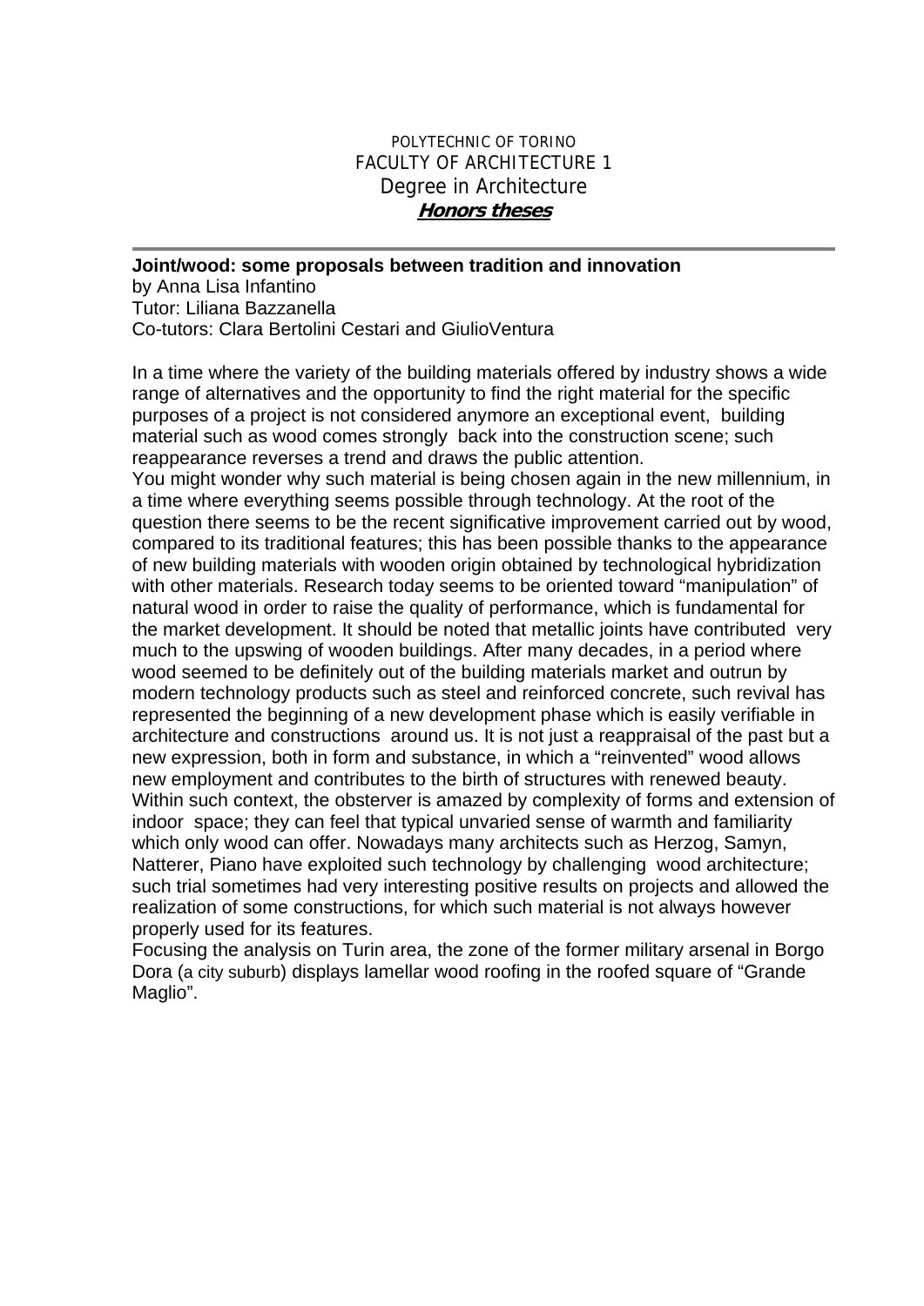POLYTECHNIC OF TORINO
FACULTY OF ARCHITECTURE 1
Degree in Architecture
***Honors theses***

---

**Joint/wood: some proposals between tradition and innovation**
by Anna Lisa Infantino
Tutor: Liliana Bazzanella
Co-tutors: Clara Bertolini Cestari and GiulioVentura

In a time where the variety of the building materials offered by industry shows a wide range of alternatives and the opportunity to find the right material for the specific purposes of a project is not considered anymore an exceptional event, building material such as wood comes strongly back into the construction scene; such reappearance reverses a trend and draws the public attention.
You might wonder why such material is being chosen again in the new millennium, in a time where everything seems possible through technology. At the root of the question there seems to be the recent significative improvement carried out by wood, compared to its traditional features; this has been possible thanks to the appearance of new building materials with wooden origin obtained by technological hybridization with other materials. Research today seems to be oriented toward "manipulation" of natural wood in order to raise the quality of performance, which is fundamental for the market development. It should be noted that metallic joints have contributed very much to the upswing of wooden buildings. After many decades, in a period where wood seemed to be definitely out of the building materials market and outrun by modern technology products such as steel and reinforced concrete, such revival has represented the beginning of a new development phase which is easily verifiable in architecture and constructions around us. It is not just a reappraisal of the past but a new expression, both in form and substance, in which a "reinvented" wood allows new employment and contributes to the birth of structures with renewed beauty.
Within such context, the obsterver is amazed by complexity of forms and extension of indoor space; they can feel that typical unvaried sense of warmth and familiarity which only wood can offer. Nowadays many architects such as Herzog, Samyn, Natterer, Piano have exploited such technology by challenging wood architecture; such trial sometimes had very interesting positive results on projects and allowed the realization of some constructions, for which such material is not always however properly used for its features.
Focusing the analysis on Turin area, the zone of the former military arsenal in Borgo Dora (a city suburb) displays lamellar wood roofing in the roofed square of "Grande Maglio".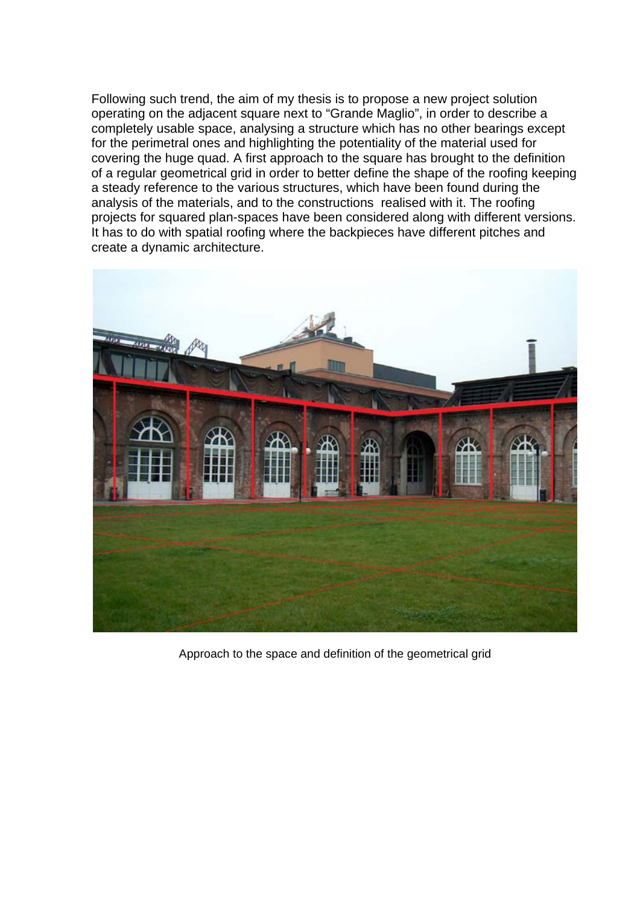Following such trend, the aim of my thesis is to propose a new project solution operating on the adjacent square next to "Grande Maglio", in order to describe a completely usable space, analysing a structure which has no other bearings except for the perimetral ones and highlighting the potentiality of the material used for covering the huge quad. A first approach to the square has brought to the definition of a regular geometrical grid in order to better define the shape of the roofing keeping a steady reference to the various structures, which have been found during the analysis of the materials, and to the constructions realised with it. The roofing projects for squared plan-spaces have been considered along with different versions. It has to do with spatial roofing where the backpieces have different pitches and create a dynamic architecture.

Approach to the space and definition of the geometrical grid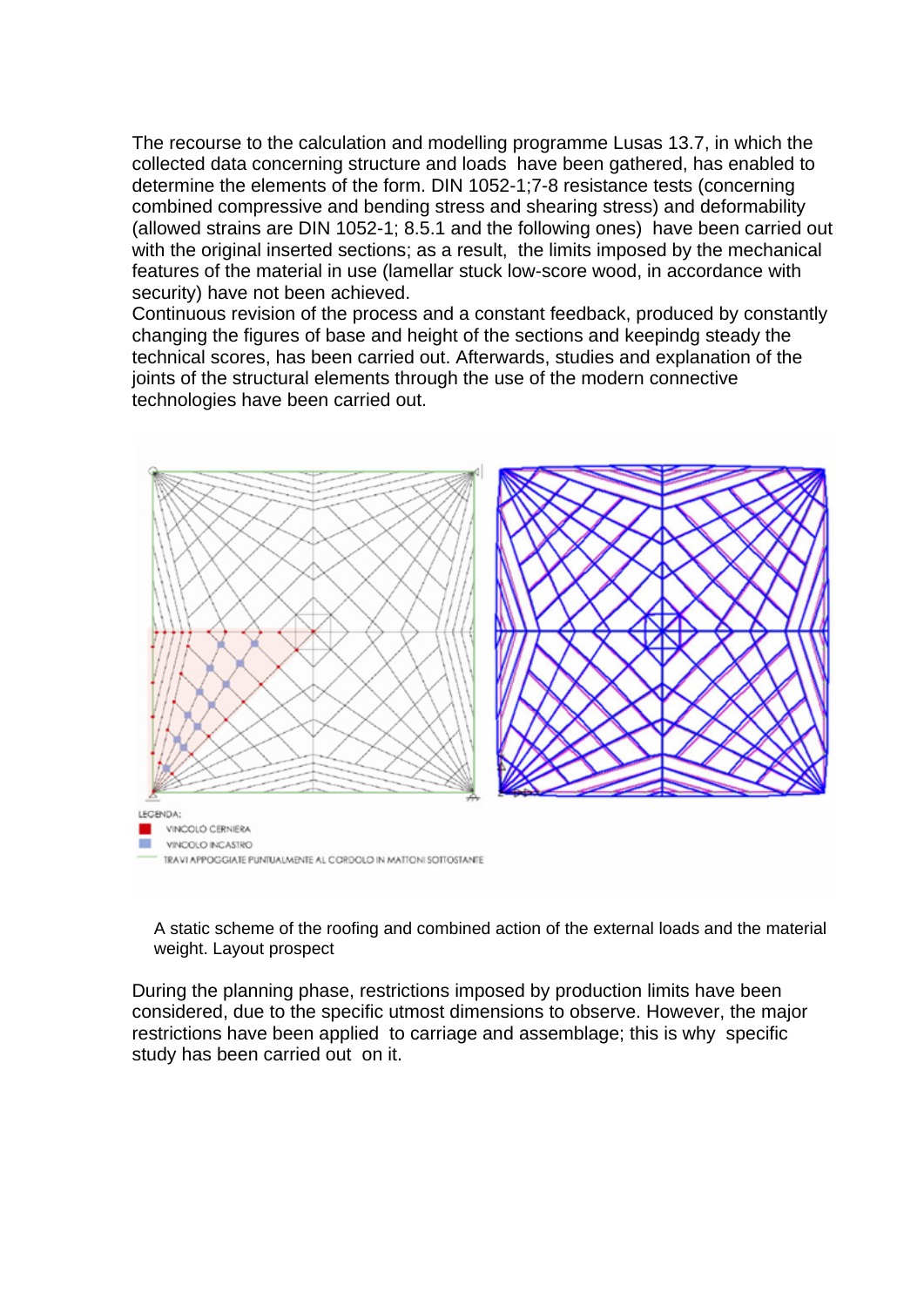The recourse to the calculation and modelling programme Lusas 13.7, in which the collected data concerning structure and loads have been gathered, has enabled to determine the elements of the form. DIN 1052-1;7-8 resistance tests (concerning combined compressive and bending stress and shearing stress) and deformability (allowed strains are DIN 1052-1; 8.5.1 and the following ones) have been carried out with the original inserted sections; as a result, the limits imposed by the mechanical features of the material in use (lamellar stuck low-score wood, in accordance with security) have not been achieved.
Continuous revision of the process and a constant feedback, produced by constantly changing the figures of base and height of the sections and keepindg steady the technical scores, has been carried out. Afterwards, studies and explanation of the joints of the structural elements through the use of the modern connective technologies have been carried out.

LEGENDA:
VINCOLO CERNIERA
VINCOLO INCASTRO
TRAVI APPOGGIATE PUNTUALMENTE AL CORDOLO IN MATTONI SOTTOSTANTE

A static scheme of the roofing and combined action of the external loads and the material weight. Layout prospect

During the planning phase, restrictions imposed by production limits have been considered, due to the specific utmost dimensions to observe. However, the major restrictions have been applied to carriage and assemblage; this is why specific study has been carried out on it.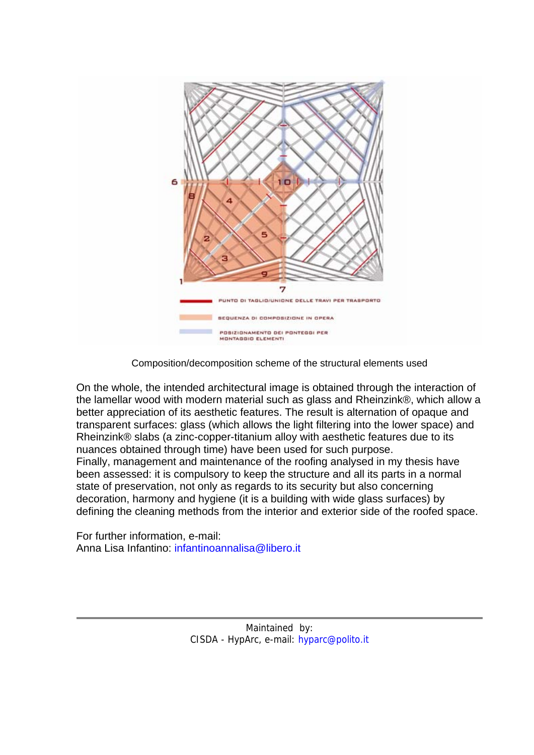6

10

8

4

2

5

3

9

1

7

PUNTO DI TAGLIO/UNIONE DELLE TRAVI PER TRASPORTO

SEQUENZA DI COMPOSIZIONE IN OPERA

POSIZIONAMENTO DEI PONTEGGI PER MONTAGGIO ELEMENTI

Composition/decomposition scheme of the structural elements used

On the whole, the intended architectural image is obtained through the interaction of the lamellar wood with modern material such as glass and Rheinzink®, which allow a better appreciation of its aesthetic features. The result is alternation of opaque and transparent surfaces: glass (which allows the light filtering into the lower space) and Rheinzink® slabs (a zinc-copper-titanium alloy with aesthetic features due to its nuances obtained through time) have been used for such purpose.
Finally, management and maintenance of the roofing analysed in my thesis have been assessed: it is compulsory to keep the structure and all its parts in a normal state of preservation, not only as regards to its security but also concerning decoration, harmony and hygiene (it is a building with wide glass surfaces) by defining the cleaning methods from the interior and exterior side of the roofed space.

For further information, e-mail:
Anna Lisa Infantino: infantinoannalisa@libero.it

---

Maintained by:
CISDA - HypArc, e-mail: hyparc@polito.it